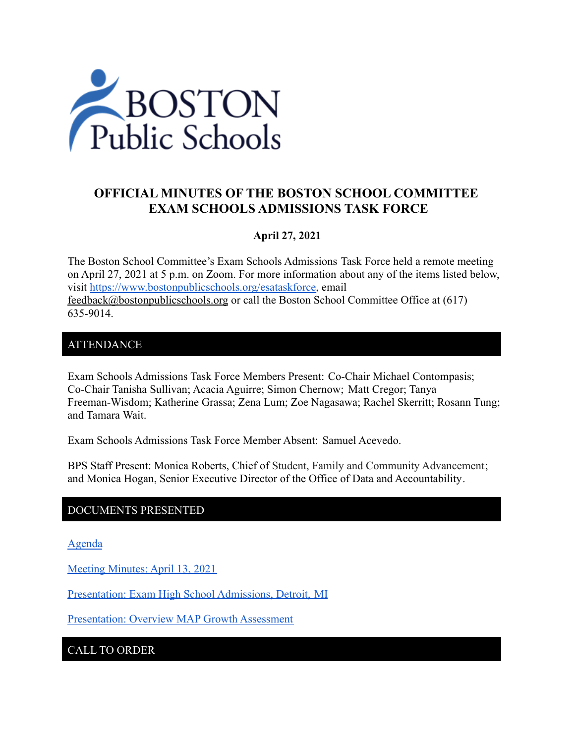# OFFICIAL MINUTES OF THE BOSTON SCHOOL COMMITTEE EXAM SCHOOLS ADMISSIONS TASK FORCE

**April 27, 2021**

The Boston School Committee's Exam Schools Admissions Task Force held a remote meeting on April 27, 2021 at 5 p.m. on Zoom. For more information about any of the items listed below, visit https://www.bostonpublicschools.org/esataskforce, email feedback@bostonpublicschools.org or call the Boston School Committee Office at (617) 635-9014.

## ATTENDANCE

Exam Schools Admissions Task Force Members Present: Co-Chair Michael Contompasis; Co-Chair Tanisha Sullivan; Acacia Aguirre; Simon Chernow; Matt Cregor; Tanya Freeman-Wisdom; Katherine Grassa; Zena Lum; Zoe Nagasawa; Rachel Skerritt; Rosann Tung; and Tamara Wait.

Exam Schools Admissions Task Force Member Absent: Samuel Acevedo.

BPS Staff Present: Monica Roberts, Chief of Student, Family and Community Advancement; and Monica Hogan, Senior Executive Director of the Office of Data and Accountability.

## DOCUMENTS PRESENTED

Agenda

Meeting Minutes: April 13, 2021

Presentation: Exam High School Admissions, Detroit, MI

Presentation: Overview MAP Growth Assessment

## CALL TO ORDER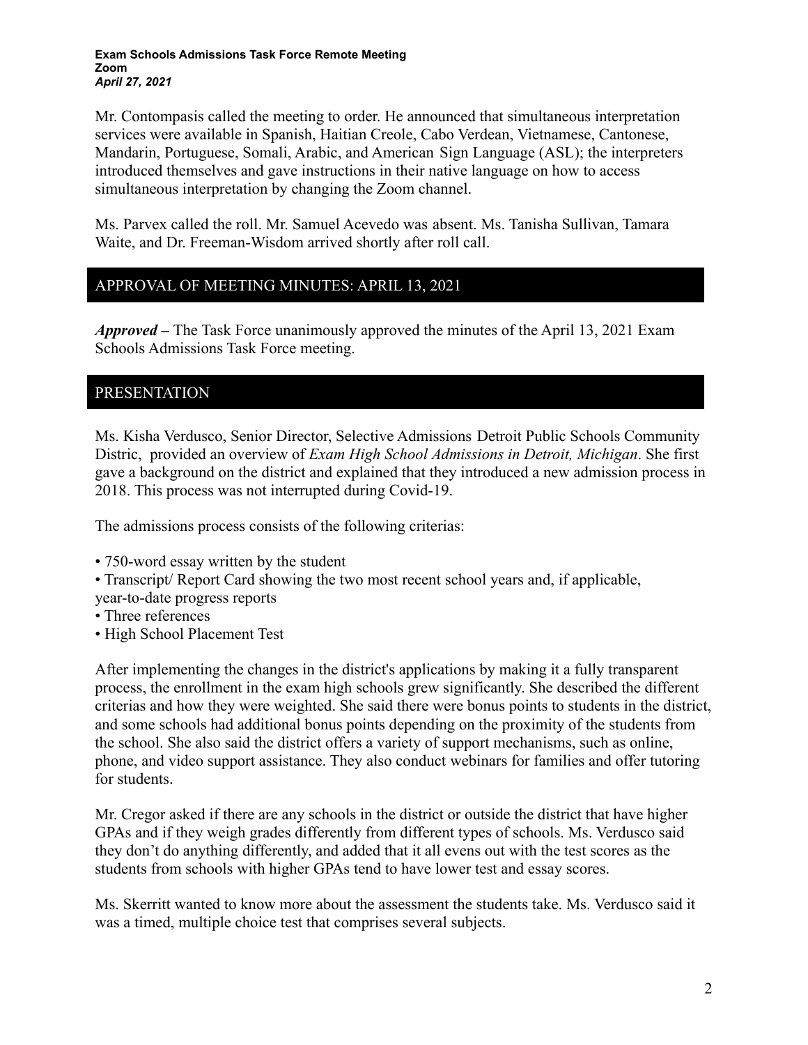**Exam Schools Admissions Task Force Remote Meeting**
**Zoom**
***April 27, 2021***

Mr. Contompasis called the meeting to order. He announced that simultaneous interpretation services were available in Spanish, Haitian Creole, Cabo Verdean, Vietnamese, Cantonese, Mandarin, Portuguese, Somali, Arabic, and American Sign Language (ASL); the interpreters introduced themselves and gave instructions in their native language on how to access simultaneous interpretation by changing the Zoom channel.

Ms. Parvex called the roll. Mr. Samuel Acevedo was absent. Ms. Tanisha Sullivan, Tamara Waite, and Dr. Freeman-Wisdom arrived shortly after roll call.

## APPROVAL OF MEETING MINUTES: APRIL 13, 2021

***Approved –*** The Task Force unanimously approved the minutes of the April 13, 2021 Exam Schools Admissions Task Force meeting.

## PRESENTATION

Ms. Kisha Verdusco, Senior Director, Selective Admissions Detroit Public Schools Community Distric, provided an overview of *Exam High School Admissions in Detroit, Michigan*. She first gave a background on the district and explained that they introduced a new admission process in 2018. This process was not interrupted during Covid-19.

The admissions process consists of the following criterias:

- 750-word essay written by the student
- Transcript/ Report Card showing the two most recent school years and, if applicable, year-to-date progress reports
- Three references
- High School Placement Test

After implementing the changes in the district's applications by making it a fully transparent process, the enrollment in the exam high schools grew significantly. She described the different criterias and how they were weighted. She said there were bonus points to students in the district, and some schools had additional bonus points depending on the proximity of the students from the school. She also said the district offers a variety of support mechanisms, such as online, phone, and video support assistance. They also conduct webinars for families and offer tutoring for students.

Mr. Cregor asked if there are any schools in the district or outside the district that have higher GPAs and if they weigh grades differently from different types of schools. Ms. Verdusco said they don't do anything differently, and added that it all evens out with the test scores as the students from schools with higher GPAs tend to have lower test and essay scores.

Ms. Skerritt wanted to know more about the assessment the students take. Ms. Verdusco said it was a timed, multiple choice test that comprises several subjects.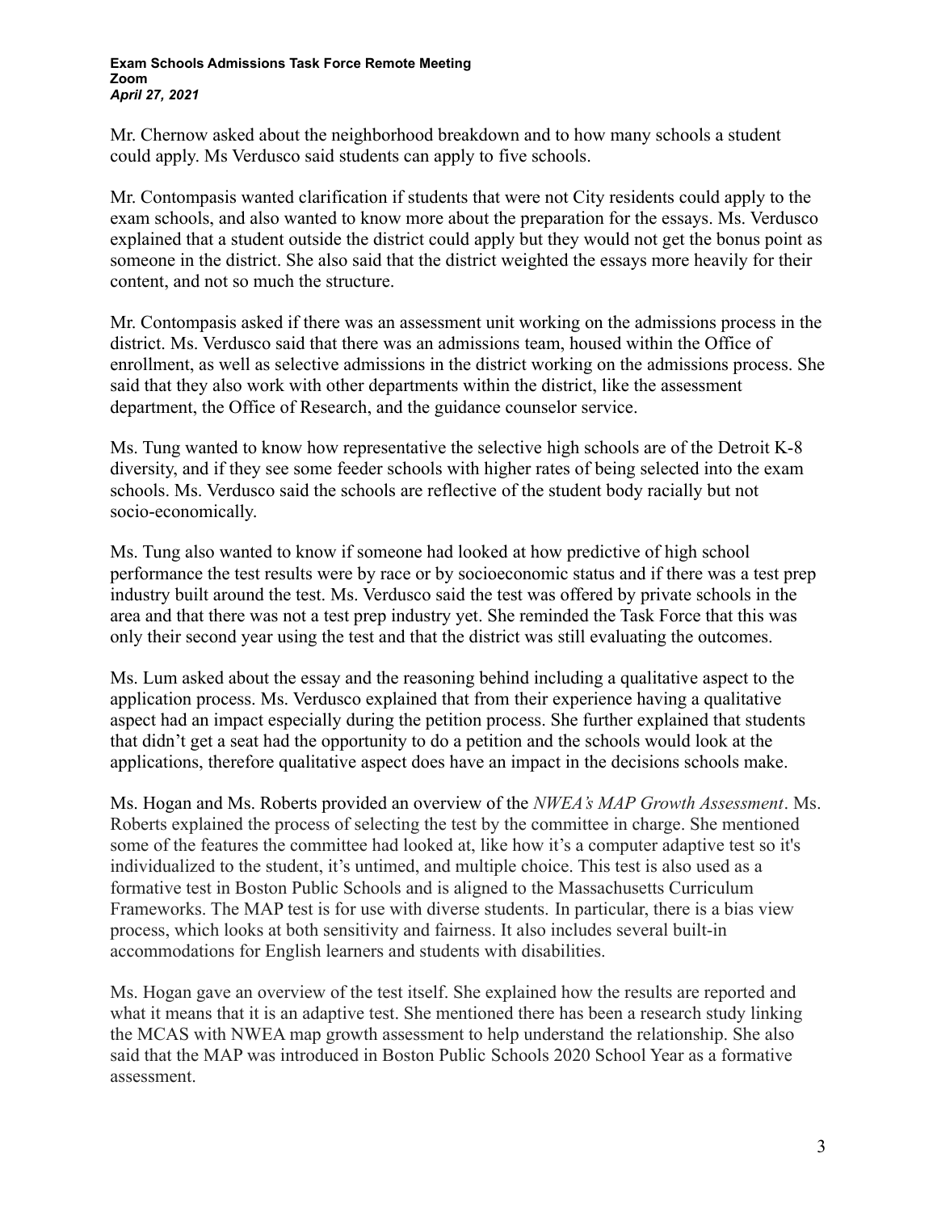Mr. Chernow asked about the neighborhood breakdown and to how many schools a student could apply. Ms Verdusco said students can apply to five schools.

Mr. Contompasis wanted clarification if students that were not City residents could apply to the exam schools, and also wanted to know more about the preparation for the essays. Ms. Verdusco explained that a student outside the district could apply but they would not get the bonus point as someone in the district. She also said that the district weighted the essays more heavily for their content, and not so much the structure.

Mr. Contompasis asked if there was an assessment unit working on the admissions process in the district. Ms. Verdusco said that there was an admissions team, housed within the Office of enrollment, as well as selective admissions in the district working on the admissions process. She said that they also work with other departments within the district, like the assessment department, the Office of Research, and the guidance counselor service.

Ms. Tung wanted to know how representative the selective high schools are of the Detroit K-8 diversity, and if they see some feeder schools with higher rates of being selected into the exam schools. Ms. Verdusco said the schools are reflective of the student body racially but not socio-economically.

Ms. Tung also wanted to know if someone had looked at how predictive of high school performance the test results were by race or by socioeconomic status and if there was a test prep industry built around the test. Ms. Verdusco said the test was offered by private schools in the area and that there was not a test prep industry yet. She reminded the Task Force that this was only their second year using the test and that the district was still evaluating the outcomes.

Ms. Lum asked about the essay and the reasoning behind including a qualitative aspect to the application process. Ms. Verdusco explained that from their experience having a qualitative aspect had an impact especially during the petition process. She further explained that students that didn't get a seat had the opportunity to do a petition and the schools would look at the applications, therefore qualitative aspect does have an impact in the decisions schools make.

Ms. Hogan and Ms. Roberts provided an overview of the *NWEA's MAP Growth Assessment*. Ms. Roberts explained the process of selecting the test by the committee in charge. She mentioned some of the features the committee had looked at, like how it's a computer adaptive test so it's individualized to the student, it's untimed, and multiple choice. This test is also used as a formative test in Boston Public Schools and is aligned to the Massachusetts Curriculum Frameworks. The MAP test is for use with diverse students. In particular, there is a bias view process, which looks at both sensitivity and fairness. It also includes several built-in accommodations for English learners and students with disabilities.

Ms. Hogan gave an overview of the test itself. She explained how the results are reported and what it means that it is an adaptive test. She mentioned there has been a research study linking the MCAS with NWEA map growth assessment to help understand the relationship. She also said that the MAP was introduced in Boston Public Schools 2020 School Year as a formative assessment.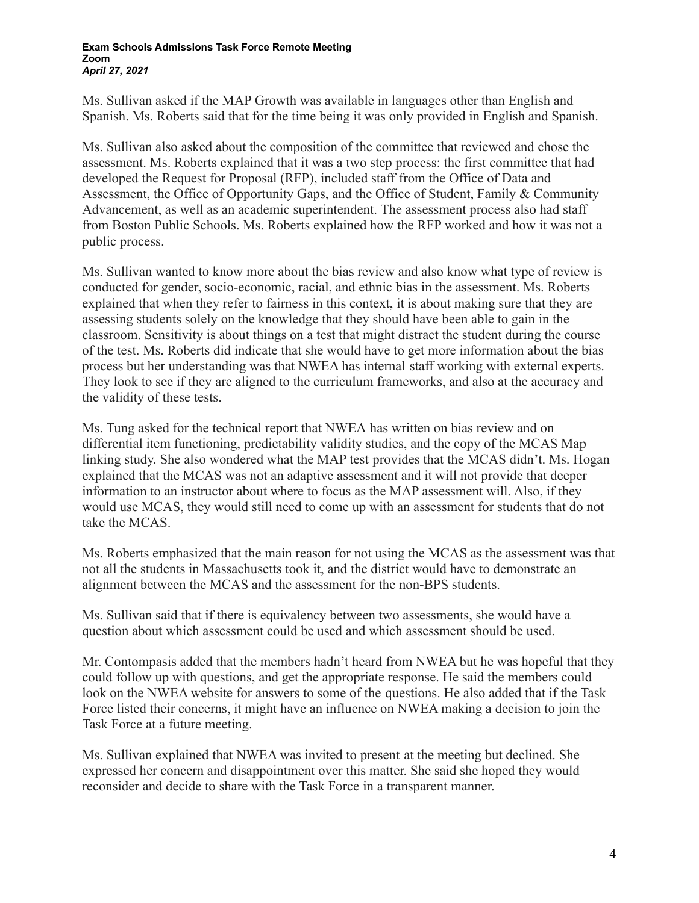Ms. Sullivan asked if the MAP Growth was available in languages other than English and Spanish. Ms. Roberts said that for the time being it was only provided in English and Spanish.

Ms. Sullivan also asked about the composition of the committee that reviewed and chose the assessment. Ms. Roberts explained that it was a two step process: the first committee that had developed the Request for Proposal (RFP), included staff from the Office of Data and Assessment, the Office of Opportunity Gaps, and the Office of Student, Family & Community Advancement, as well as an academic superintendent. The assessment process also had staff from Boston Public Schools. Ms. Roberts explained how the RFP worked and how it was not a public process.

Ms. Sullivan wanted to know more about the bias review and also know what type of review is conducted for gender, socio-economic, racial, and ethnic bias in the assessment. Ms. Roberts explained that when they refer to fairness in this context, it is about making sure that they are assessing students solely on the knowledge that they should have been able to gain in the classroom. Sensitivity is about things on a test that might distract the student during the course of the test. Ms. Roberts did indicate that she would have to get more information about the bias process but her understanding was that NWEA has internal staff working with external experts. They look to see if they are aligned to the curriculum frameworks, and also at the accuracy and the validity of these tests.

Ms. Tung asked for the technical report that NWEA has written on bias review and on differential item functioning, predictability validity studies, and the copy of the MCAS Map linking study. She also wondered what the MAP test provides that the MCAS didn't. Ms. Hogan explained that the MCAS was not an adaptive assessment and it will not provide that deeper information to an instructor about where to focus as the MAP assessment will. Also, if they would use MCAS, they would still need to come up with an assessment for students that do not take the MCAS.

Ms. Roberts emphasized that the main reason for not using the MCAS as the assessment was that not all the students in Massachusetts took it, and the district would have to demonstrate an alignment between the MCAS and the assessment for the non-BPS students.

Ms. Sullivan said that if there is equivalency between two assessments, she would have a question about which assessment could be used and which assessment should be used.

Mr. Contompasis added that the members hadn't heard from NWEA but he was hopeful that they could follow up with questions, and get the appropriate response. He said the members could look on the NWEA website for answers to some of the questions. He also added that if the Task Force listed their concerns, it might have an influence on NWEA making a decision to join the Task Force at a future meeting.

Ms. Sullivan explained that NWEA was invited to present at the meeting but declined. She expressed her concern and disappointment over this matter. She said she hoped they would reconsider and decide to share with the Task Force in a transparent manner.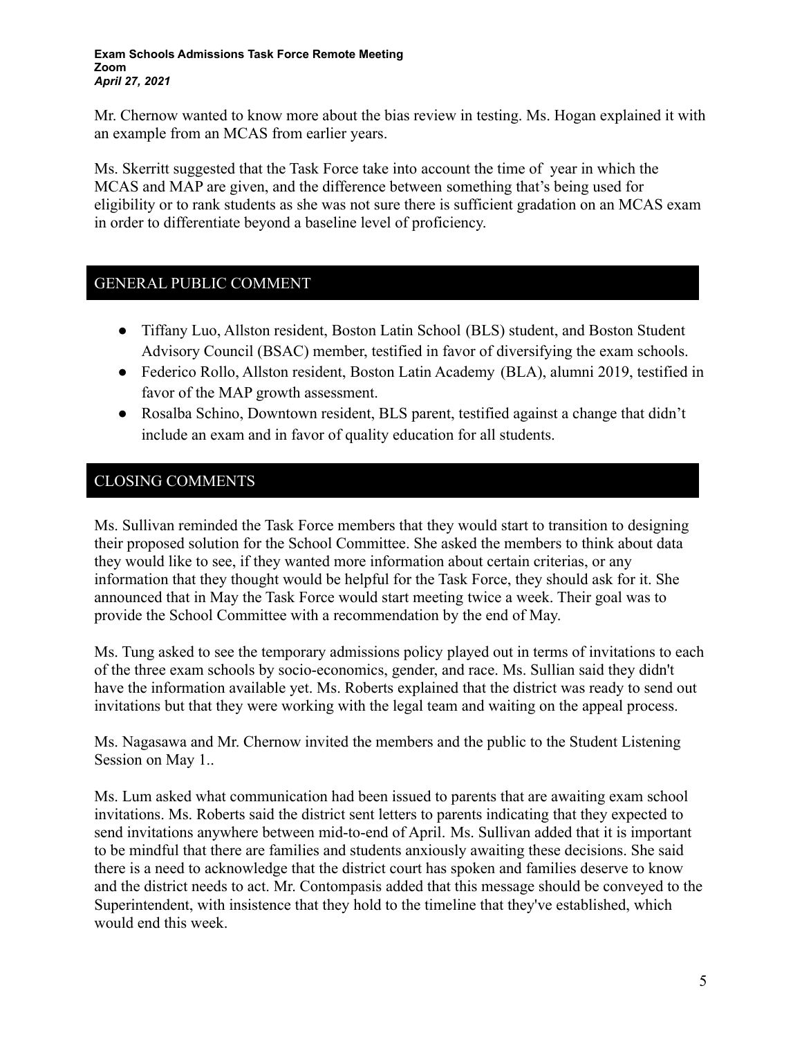Mr. Chernow wanted to know more about the bias review in testing. Ms. Hogan explained it with an example from an MCAS from earlier years.

Ms. Skerritt suggested that the Task Force take into account the time of year in which the MCAS and MAP are given, and the difference between something that's being used for eligibility or to rank students as she was not sure there is sufficient gradation on an MCAS exam in order to differentiate beyond a baseline level of proficiency.

## GENERAL PUBLIC COMMENT

- Tiffany Luo, Allston resident, Boston Latin School (BLS) student, and Boston Student Advisory Council (BSAC) member, testified in favor of diversifying the exam schools.
- Federico Rollo, Allston resident, Boston Latin Academy (BLA), alumni 2019, testified in favor of the MAP growth assessment.
- Rosalba Schino, Downtown resident, BLS parent, testified against a change that didn't include an exam and in favor of quality education for all students.

## CLOSING COMMENTS

Ms. Sullivan reminded the Task Force members that they would start to transition to designing their proposed solution for the School Committee. She asked the members to think about data they would like to see, if they wanted more information about certain criterias, or any information that they thought would be helpful for the Task Force, they should ask for it. She announced that in May the Task Force would start meeting twice a week. Their goal was to provide the School Committee with a recommendation by the end of May.

Ms. Tung asked to see the temporary admissions policy played out in terms of invitations to each of the three exam schools by socio-economics, gender, and race. Ms. Sullian said they didn't have the information available yet. Ms. Roberts explained that the district was ready to send out invitations but that they were working with the legal team and waiting on the appeal process.

Ms. Nagasawa and Mr. Chernow invited the members and the public to the Student Listening Session on May 1..

Ms. Lum asked what communication had been issued to parents that are awaiting exam school invitations. Ms. Roberts said the district sent letters to parents indicating that they expected to send invitations anywhere between mid-to-end of April. Ms. Sullivan added that it is important to be mindful that there are families and students anxiously awaiting these decisions. She said there is a need to acknowledge that the district court has spoken and families deserve to know and the district needs to act. Mr. Contompasis added that this message should be conveyed to the Superintendent, with insistence that they hold to the timeline that they've established, which would end this week.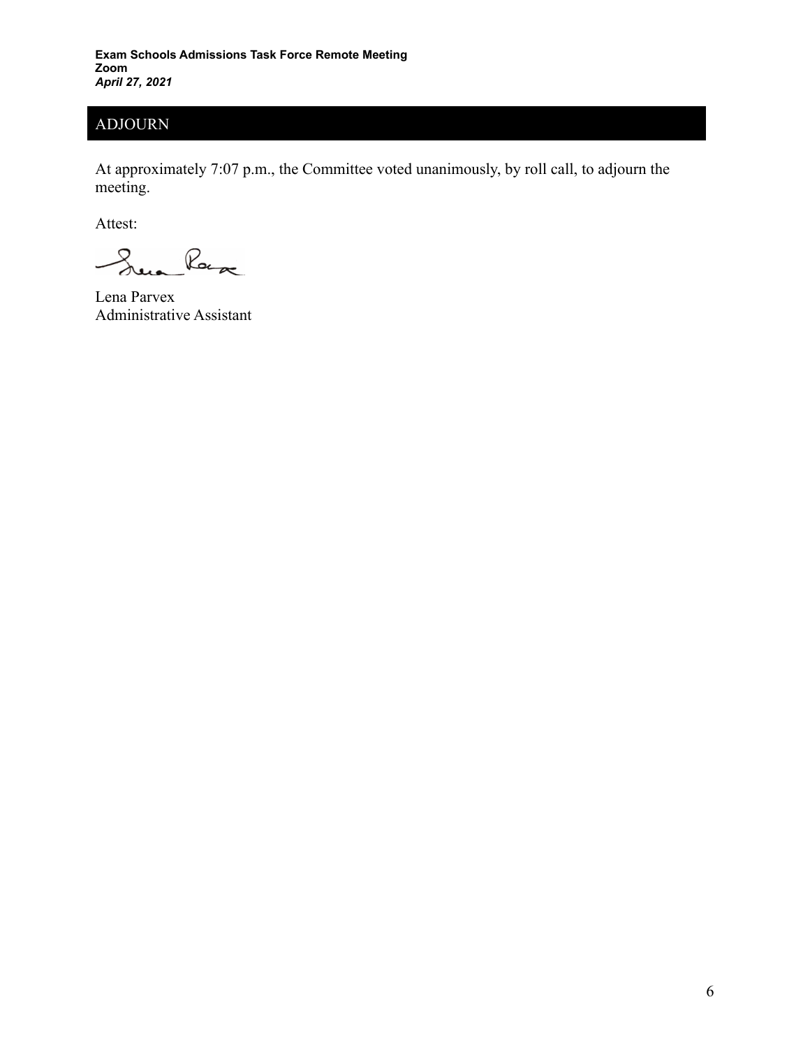## ADJOURN

At approximately 7:07 p.m., the Committee voted unanimously, by roll call, to adjourn the meeting.

Attest:

Lena Parvex
Administrative Assistant